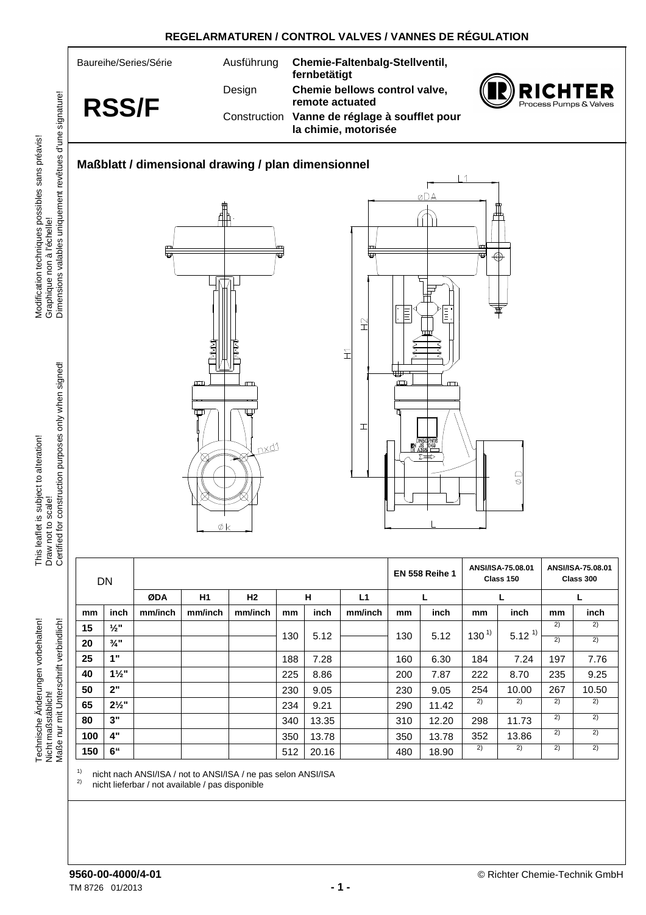REGELARMATUREN / CONTROL VALVES / VANNES DE RÉGULATION

Baureihe/Series/Série

# RSS/F

| | |
|---|---|
| Ausführung | **Chemie-Faltenbalg-Stellventil, fernbetätigt** |
| Design | **Chemie bellows control valve, remote actuated** |
| Construction | **Vanne de réglage à soufflet pour la chimie, motorisée** |

Technische Änderungen vorbehalten!
Nicht maßstäblich!
Maße nur mit Unterschrift verbindlich!

This leaflet is subject to alteration!
Draw not to scale!
Certified for construction purposes only when signed!

Modification techniques possibles sans préavis!
Graphique non à l'échelle!
Dimensions valables uniquement revêtues d'une signature!

## Maßblatt / dimensional drawing / plan dimensionnel

| DN | | | | | | | | EN 558 Reihe 1 | | ANSI/ISA-75.08.01 Class 150 | | ANSI/ISA-75.08.01 Class 300 | |
|---|---|---|---|---|---|---|---|---|---|---|---|---|---|
| | | ØDA | H1 | H2 | H | | L1 | L | | L | | L | |
| mm | inch | mm/inch | mm/inch | mm/inch | mm | inch | mm/inch | mm | inch | mm | inch | mm | inch |
| 15 | ½" | | | | 130 | 5.12 | | 130 | 5.12 | 130 [1] | 5.12 [1] | [2] | [2] |
| 20 | ¾" | | | | 130 | 5.12 | | 130 | 5.12 | 130 [1] | 5.12 [1] | [2] | [2] |
| 25 | 1" | | | | 188 | 7.28 | | 160 | 6.30 | 184 | 7.24 | 197 | 7.76 |
| 40 | 1½" | | | | 225 | 8.86 | | 200 | 7.87 | 222 | 8.70 | 235 | 9.25 |
| 50 | 2" | | | | 230 | 9.05 | | 230 | 9.05 | 254 | 10.00 | 267 | 10.50 |
| 65 | 2½" | | | | 234 | 9.21 | | 290 | 11.42 | [2] | [2] | [2] | [2] |
| 80 | 3" | | | | 340 | 13.35 | | 310 | 12.20 | 298 | 11.73 | [2] | [2] |
| 100 | 4" | | | | 350 | 13.78 | | 350 | 13.78 | 352 | 13.86 | [2] | [2] |
| 150 | 6" | | | | 512 | 20.16 | | 480 | 18.90 | [2] | [2] | [2] | [2] |

[1] nicht nach ANSI/ISA / not to ANSI/ISA / ne pas selon ANSI/ISA
[2] nicht lieferbar / not available / pas disponible

9560-00-4000/4-01
TM 8726 01/2013

© Richter Chemie-Technik GmbH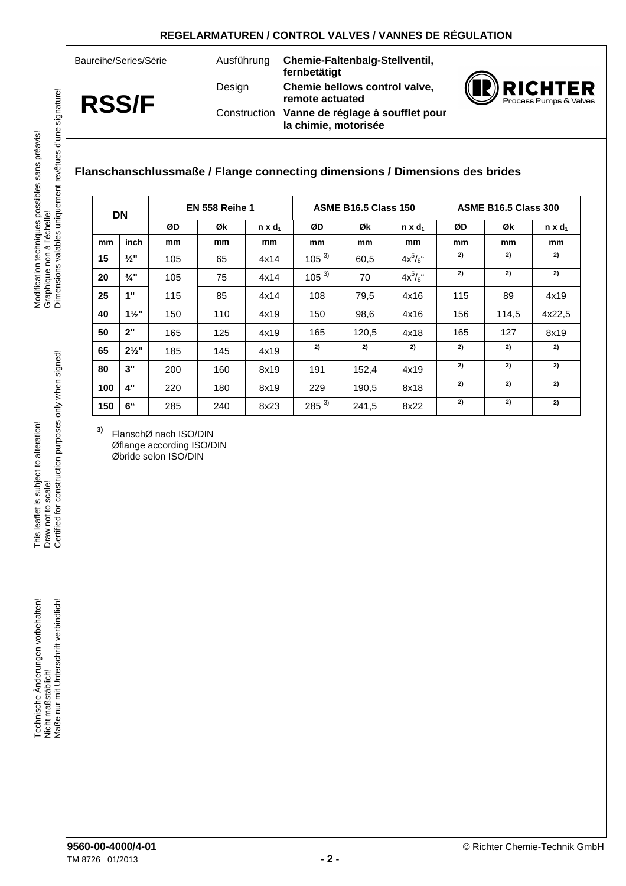Baureihe/Series/Série

**RSS/F**

| | |
|---|---|
| Ausführung | **Chemie-Faltenbalg-Stellventil, fernbetätigt** |
| Design | **Chemie bellows control valve, remote actuated** |
| Construction | **Vanne de réglage à soufflet pour la chimie, motorisée** |

RICHTER Process Pumps & Valves

Modification techniques possibles sans préavis! Graphique non à l'échelle! Dimensions valables uniquement revêtues d'une signature!

This leaflet is subject to alteration! Draw not to scale! Certified for construction purposes only when signed!

Technische Änderungen vorbehalten! Nicht maßstäblich! Maße nur mit Unterschrift verbindlich!

## Flanschanschlussmaße / Flange connecting dimensions / Dimensions des brides

| DN | | EN 558 Reihe 1 | | | ASME B16.5 Class 150 | | | ASME B16.5 Class 300 | | |
|---|---|---|---|---|---|---|---|---|---|---|
| | | ØD | Øk | n x $d_1$ | ØD | Øk | n x $d_1$ | ØD | Øk | n x $d_1$ |
| mm | inch | mm | mm | mm | mm | mm | mm | mm | mm | mm |
| 15 | ½" | 105 | 65 | 4x14 | 105 [3)] | 60,5 | 4x$^5/_8$" | [2)] | [2)] | [2)] |
| 20 | ¾" | 105 | 75 | 4x14 | 105 [3)] | 70 | 4x$^5/_8$" | [2)] | [2)] | [2)] |
| 25 | 1" | 115 | 85 | 4x14 | 108 | 79,5 | 4x16 | 115 | 89 | 4x19 |
| 40 | 1½" | 150 | 110 | 4x19 | 150 | 98,6 | 4x16 | 156 | 114,5 | 4x22,5 |
| 50 | 2" | 165 | 125 | 4x19 | 165 | 120,5 | 4x18 | 165 | 127 | 8x19 |
| 65 | 2½" | 185 | 145 | 4x19 | [2)] | [2)] | [2)] | [2)] | [2)] | [2)] |
| 80 | 3" | 200 | 160 | 8x19 | 191 | 152,4 | 4x19 | [2)] | [2)] | [2)] |
| 100 | 4" | 220 | 180 | 8x19 | 229 | 190,5 | 8x18 | [2)] | [2)] | [2)] |
| 150 | 6" | 285 | 240 | 8x23 | 285 [3)] | 241,5 | 8x22 | [2)] | [2)] | [2)] |

[3)] FlanschØ nach ISO/DIN
Øflange according ISO/DIN
Øbride selon ISO/DIN

**9560-00-4000/4-01**
TM 8726 01/2013

© Richter Chemie-Technik GmbH